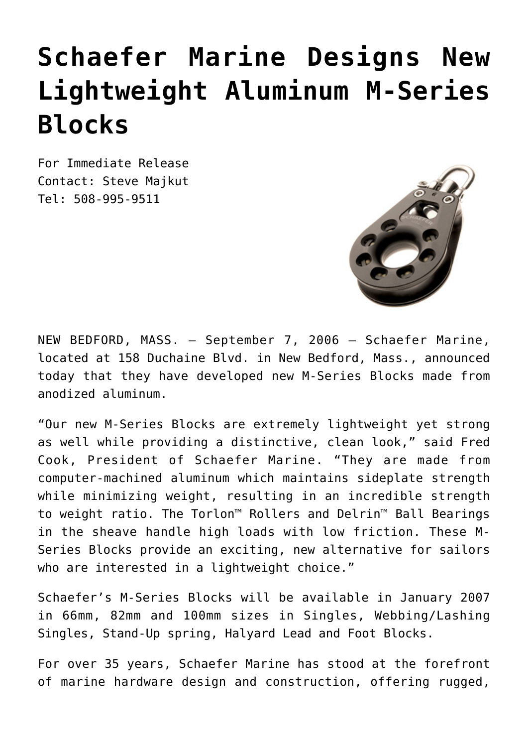# Schaefer Marine Designs New Lightweight Aluminum M-Series Blocks

For Immediate Release
Contact: Steve Majkut
Tel: 508-995-9511

NEW BEDFORD, MASS. – September 7, 2006 – Schaefer Marine, located at 158 Duchaine Blvd. in New Bedford, Mass., announced today that they have developed new M-Series Blocks made from anodized aluminum.

"Our new M-Series Blocks are extremely lightweight yet strong as well while providing a distinctive, clean look," said Fred Cook, President of Schaefer Marine. "They are made from computer-machined aluminum which maintains sideplate strength while minimizing weight, resulting in an incredible strength to weight ratio. The Torlon™ Rollers and Delrin™ Ball Bearings in the sheave handle high loads with low friction. These M-Series Blocks provide an exciting, new alternative for sailors who are interested in a lightweight choice."

Schaefer's M-Series Blocks will be available in January 2007 in 66mm, 82mm and 100mm sizes in Singles, Webbing/Lashing Singles, Stand-Up spring, Halyard Lead and Foot Blocks.

For over 35 years, Schaefer Marine has stood at the forefront of marine hardware design and construction, offering rugged,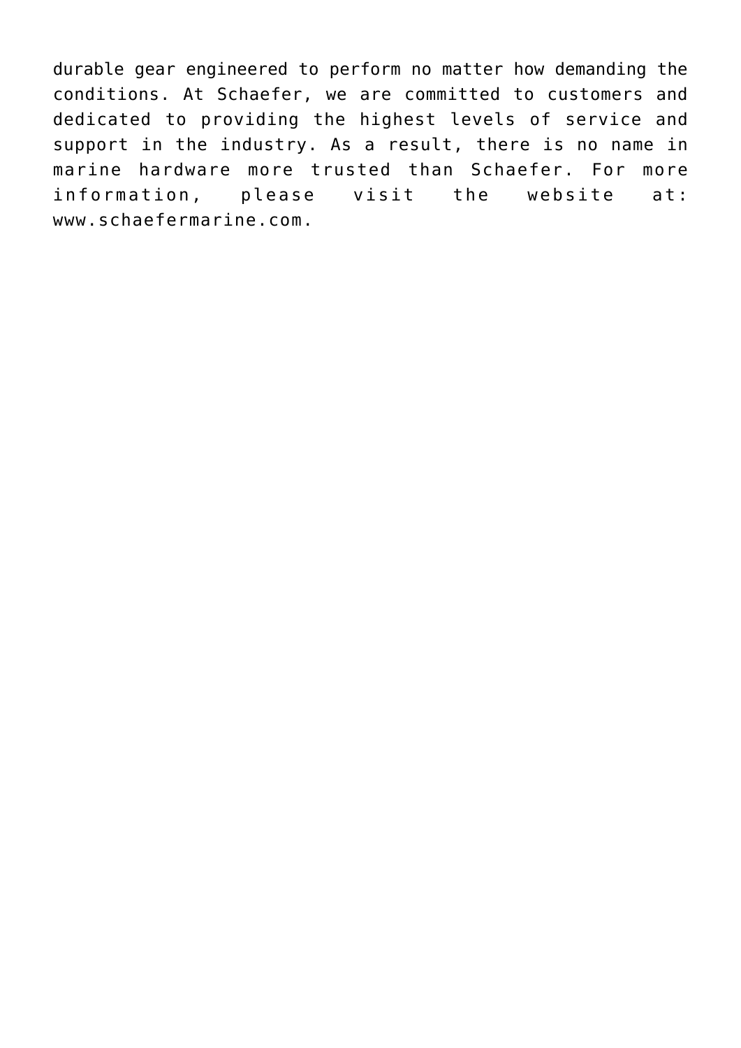durable gear engineered to perform no matter how demanding the conditions. At Schaefer, we are committed to customers and dedicated to providing the highest levels of service and support in the industry. As a result, there is no name in marine hardware more trusted than Schaefer. For more information, please visit the website at: www.schaefermarine.com.